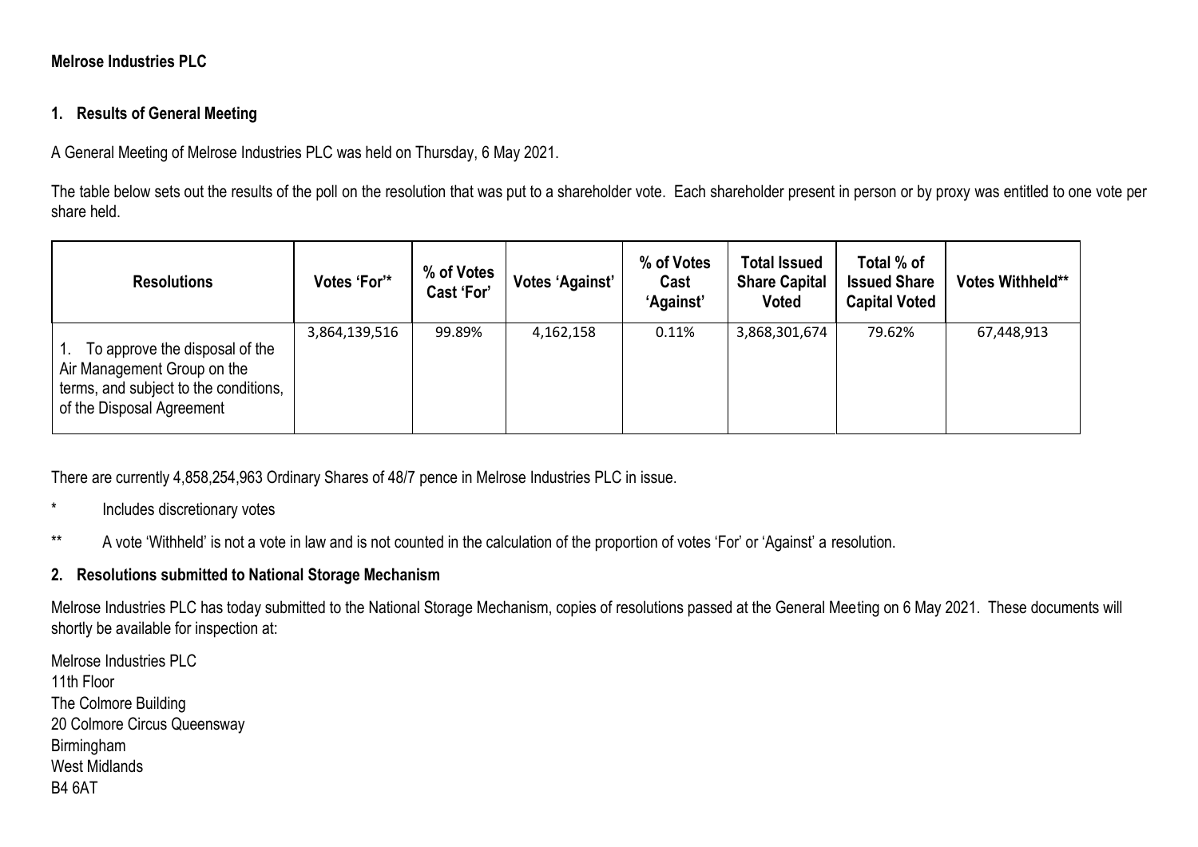**Melrose Industries PLC**

## 1. Results of General Meeting

A General Meeting of Melrose Industries PLC was held on Thursday, 6 May 2021.

The table below sets out the results of the poll on the resolution that was put to a shareholder vote. Each shareholder present in person or by proxy was entitled to one vote per share held.

| Resolutions | Votes 'For'* | % of Votes Cast 'For' | Votes 'Against' | % of Votes Cast 'Against' | Total Issued Share Capital Voted | Total % of Issued Share Capital Voted | Votes Withheld** |
|---|---|---|---|---|---|---|---|
| 1. To approve the disposal of the Air Management Group on the terms, and subject to the conditions, of the Disposal Agreement | 3,864,139,516 | 99.89% | 4,162,158 | 0.11% | 3,868,301,674 | 79.62% | 67,448,913 |

There are currently 4,858,254,963 Ordinary Shares of 48/7 pence in Melrose Industries PLC in issue.

\* Includes discretionary votes

\*\* A vote 'Withheld' is not a vote in law and is not counted in the calculation of the proportion of votes 'For' or 'Against' a resolution.

## 2. Resolutions submitted to National Storage Mechanism

Melrose Industries PLC has today submitted to the National Storage Mechanism, copies of resolutions passed at the General Meeting on 6 May 2021. These documents will shortly be available for inspection at:

Melrose Industries PLC
11th Floor
The Colmore Building
20 Colmore Circus Queensway
Birmingham
West Midlands
B4 6AT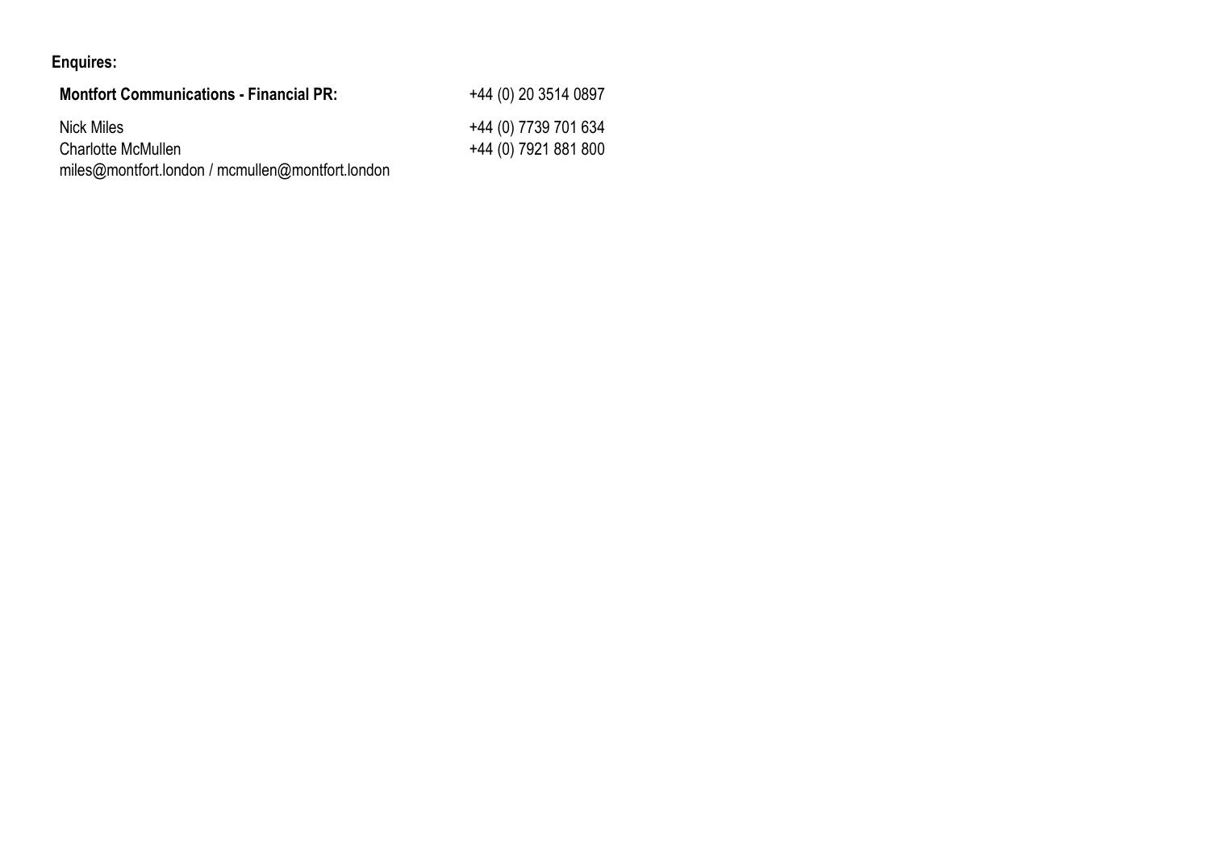**Enquires:**

| | |
|---|---|
| **Montfort Communications - Financial PR:** | +44 (0) 20 3514 0897 |
| Nick Miles | +44 (0) 7739 701 634 |
| Charlotte McMullen | +44 (0) 7921 881 800 |
| miles@montfort.london / mcmullen@montfort.london | |